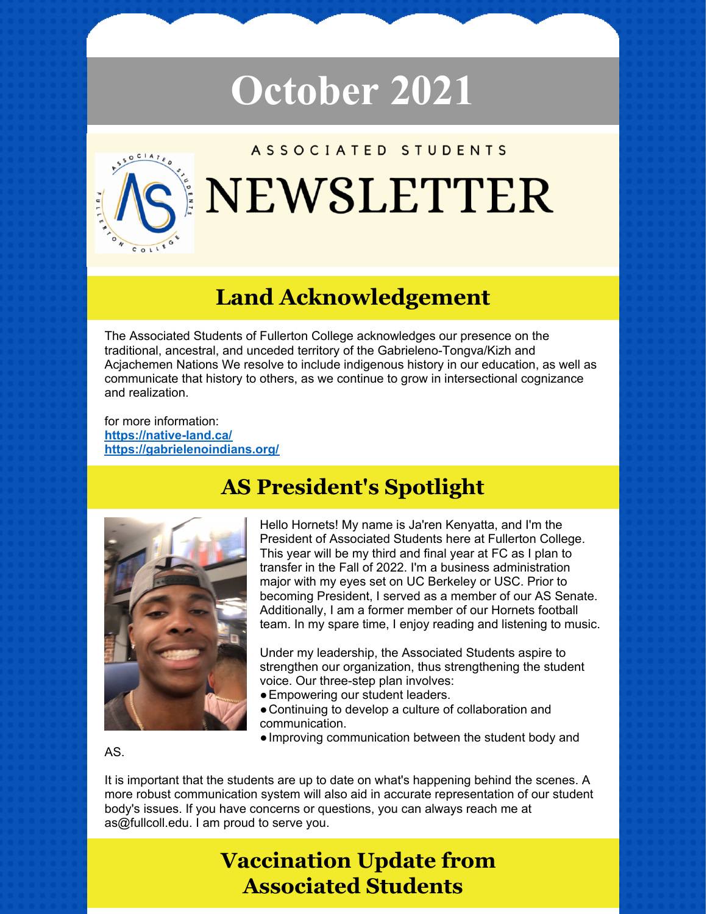# October 2021

ASSOCIATED STUDENTS

# NEWSLETTER

## Land Acknowledgement

The Associated Students of Fullerton College acknowledges our presence on the traditional, ancestral, and unceded territory of the Gabrieleno-Tongva/Kizh and Acjachemen Nations We resolve to include indigenous history in our education, as well as communicate that history to others, as we continue to grow in intersectional cognizance and realization.

for more information:
**https://native-land.ca/**
**https://gabrielenoindians.org/**

## AS President's Spotlight

Hello Hornets! My name is Ja'ren Kenyatta, and I'm the President of Associated Students here at Fullerton College. This year will be my third and final year at FC as I plan to transfer in the Fall of 2022. I'm a business administration major with my eyes set on UC Berkeley or USC. Prior to becoming President, I served as a member of our AS Senate. Additionally, I am a former member of our Hornets football team. In my spare time, I enjoy reading and listening to music.

Under my leadership, the Associated Students aspire to strengthen our organization, thus strengthening the student voice. Our three-step plan involves:

- Empowering our student leaders.
- Continuing to develop a culture of collaboration and communication.
- Improving communication between the student body and AS.

It is important that the students are up to date on what's happening behind the scenes. A more robust communication system will also aid in accurate representation of our student body's issues. If you have concerns or questions, you can always reach me at as@fullcoll.edu. I am proud to serve you.

## Vaccination Update from Associated Students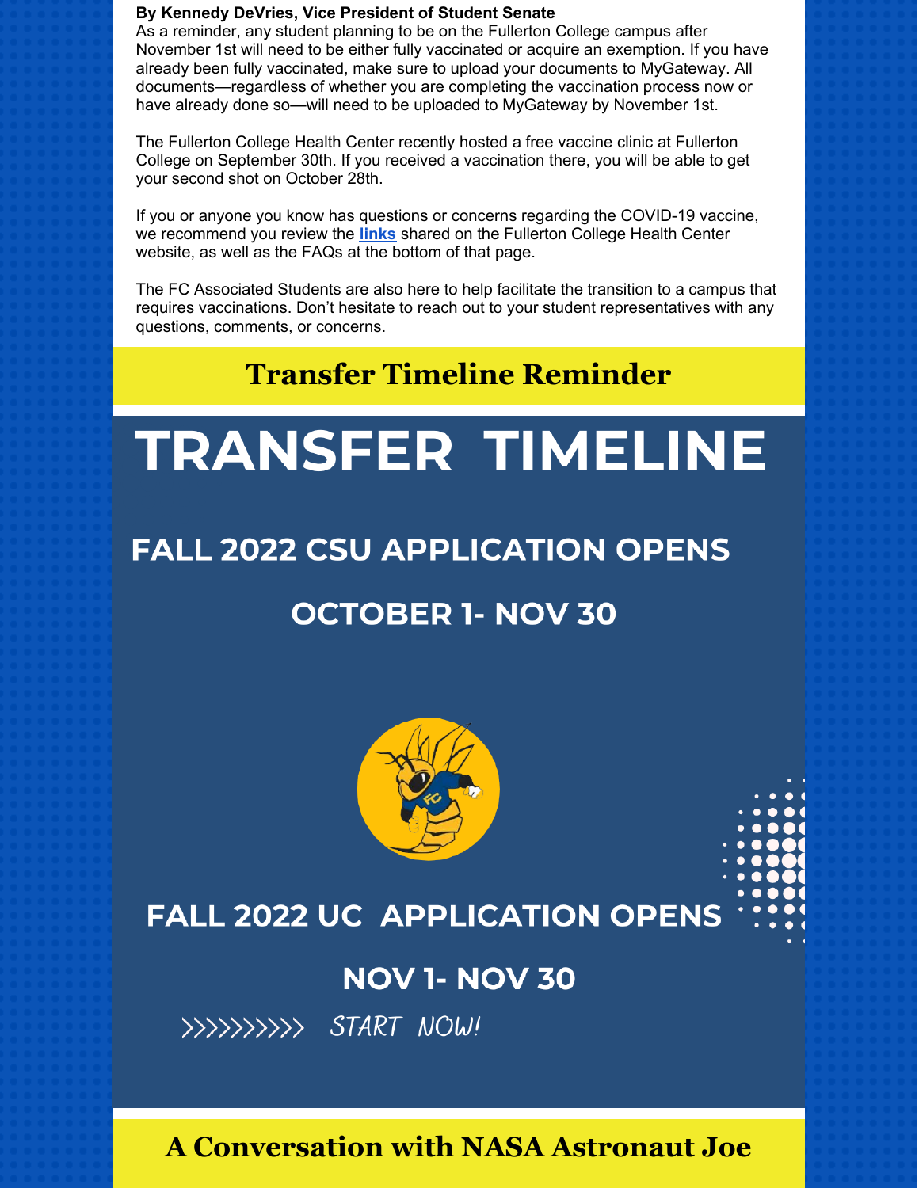**By Kennedy DeVries, Vice President of Student Senate**

As a reminder, any student planning to be on the Fullerton College campus after November 1st will need to be either fully vaccinated or acquire an exemption. If you have already been fully vaccinated, make sure to upload your documents to MyGateway. All documents—regardless of whether you are completing the vaccination process now or have already done so—will need to be uploaded to MyGateway by November 1st.

The Fullerton College Health Center recently hosted a free vaccine clinic at Fullerton College on September 30th. If you received a vaccination there, you will be able to get your second shot on October 28th.

If you or anyone you know has questions or concerns regarding the COVID-19 vaccine, we recommend you review the **links** shared on the Fullerton College Health Center website, as well as the FAQs at the bottom of that page.

The FC Associated Students are also here to help facilitate the transition to a campus that requires vaccinations. Don't hesitate to reach out to your student representatives with any questions, comments, or concerns.

## Transfer Timeline Reminder

# TRANSFER TIMELINE

### FALL 2022 CSU APPLICATION OPENS

### OCTOBER 1- NOV 30

### FALL 2022 UC APPLICATION OPENS

### NOV 1- NOV 30

>>>>>>>>>> START NOW!

## A Conversation with NASA Astronaut Joe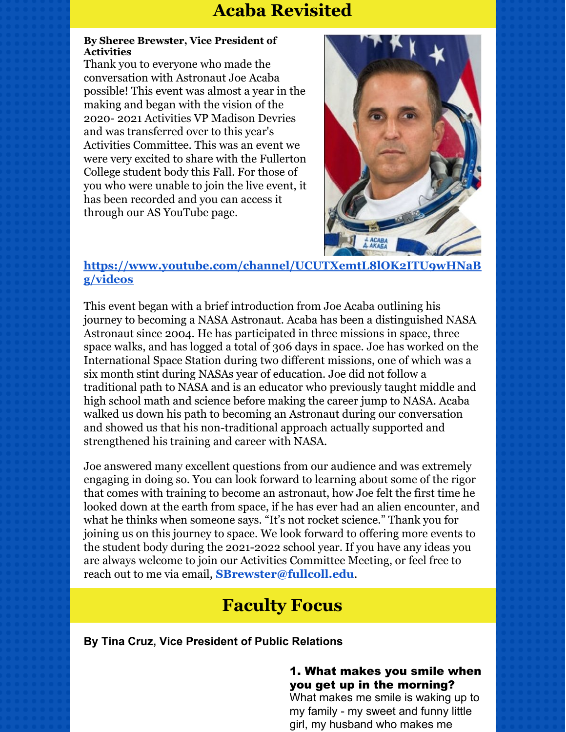## Acaba Revisited

**By Sheree Brewster, Vice President of Activities**

Thank you to everyone who made the conversation with Astronaut Joe Acaba possible! This event was almost a year in the making and began with the vision of the 2020- 2021 Activities VP Madison Devries and was transferred over to this year's Activities Committee. This was an event we were very excited to share with the Fullerton College student body this Fall. For those of you who were unable to join the live event, it has been recorded and you can access it through our AS YouTube page.

**https://www.youtube.com/channel/UCUTXemtL8lOK2ITU9wHNaBg/videos**

This event began with a brief introduction from Joe Acaba outlining his journey to becoming a NASA Astronaut. Acaba has been a distinguished NASA Astronaut since 2004. He has participated in three missions in space, three space walks, and has logged a total of 306 days in space. Joe has worked on the International Space Station during two different missions, one of which was a six month stint during NASAs year of education. Joe did not follow a traditional path to NASA and is an educator who previously taught middle and high school math and science before making the career jump to NASA. Acaba walked us down his path to becoming an Astronaut during our conversation and showed us that his non-traditional approach actually supported and strengthened his training and career with NASA.

Joe answered many excellent questions from our audience and was extremely engaging in doing so. You can look forward to learning about some of the rigor that comes with training to become an astronaut, how Joe felt the first time he looked down at the earth from space, if he has ever had an alien encounter, and what he thinks when someone says. "It's not rocket science." Thank you for joining us on this journey to space. We look forward to offering more events to the student body during the 2021-2022 school year. If you have any ideas you are always welcome to join our Activities Committee Meeting, or feel free to reach out to me via email, **SBrewster@fullcoll.edu**.

## Faculty Focus

**By Tina Cruz, Vice President of Public Relations**

**1. What makes you smile when you get up in the morning?**

What makes me smile is waking up to my family - my sweet and funny little girl, my husband who makes me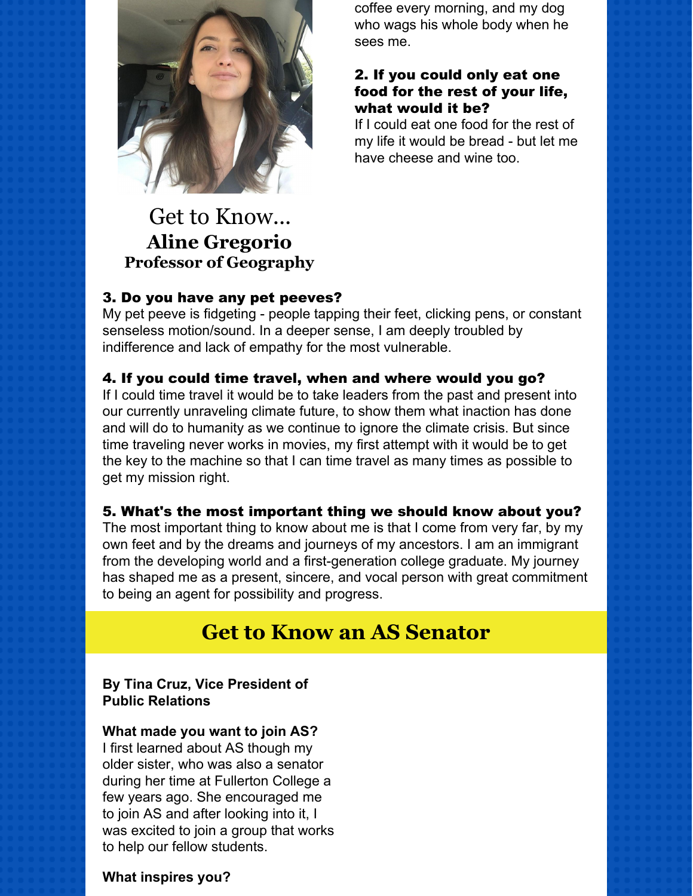coffee every morning, and my dog who wags his whole body when he sees me.

**2. If you could only eat one food for the rest of your life, what would it be?**
If I could eat one food for the rest of my life it would be bread - but let me have cheese and wine too.

## Get to Know... Aline Gregorio
### Professor of Geography

**3. Do you have any pet peeves?**
My pet peeve is fidgeting - people tapping their feet, clicking pens, or constant senseless motion/sound. In a deeper sense, I am deeply troubled by indifference and lack of empathy for the most vulnerable.

**4. If you could time travel, when and where would you go?**
If I could time travel it would be to take leaders from the past and present into our currently unraveling climate future, to show them what inaction has done and will do to humanity as we continue to ignore the climate crisis. But since time traveling never works in movies, my first attempt with it would be to get the key to the machine so that I can time travel as many times as possible to get my mission right.

**5. What's the most important thing we should know about you?**
The most important thing to know about me is that I come from very far, by my own feet and by the dreams and journeys of my ancestors. I am an immigrant from the developing world and a first-generation college graduate. My journey has shaped me as a present, sincere, and vocal person with great commitment to being an agent for possibility and progress.

## Get to Know an AS Senator

**By Tina Cruz, Vice President of Public Relations**

**What made you want to join AS?**
I first learned about AS though my older sister, who was also a senator during her time at Fullerton College a few years ago. She encouraged me to join AS and after looking into it, I was excited to join a group that works to help our fellow students.

**What inspires you?**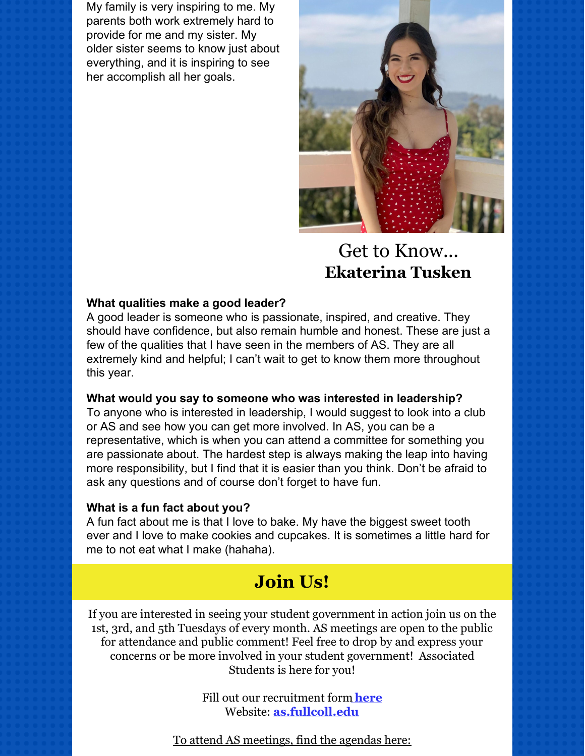My family is very inspiring to me. My parents both work extremely hard to provide for me and my sister. My older sister seems to know just about everything, and it is inspiring to see her accomplish all her goals.

## Get to Know... **Ekaterina Tusken**

**What qualities make a good leader?**
A good leader is someone who is passionate, inspired, and creative. They should have confidence, but also remain humble and honest. These are just a few of the qualities that I have seen in the members of AS. They are all extremely kind and helpful; I can't wait to get to know them more throughout this year.

**What would you say to someone who was interested in leadership?**
To anyone who is interested in leadership, I would suggest to look into a club or AS and see how you can get more involved. In AS, you can be a representative, which is when you can attend a committee for something you are passionate about. The hardest step is always making the leap into having more responsibility, but I find that it is easier than you think. Don't be afraid to ask any questions and of course don't forget to have fun.

**What is a fun fact about you?**
A fun fact about me is that I love to bake. My have the biggest sweet tooth ever and I love to make cookies and cupcakes. It is sometimes a little hard for me to not eat what I make (hahaha).

## Join Us!

If you are interested in seeing your student government in action join us on the 1st, 3rd, and 5th Tuesdays of every month. AS meetings are open to the public for attendance and public comment! Feel free to drop by and express your concerns or be more involved in your student government! Associated Students is here for you!

Fill out our recruitment form **here**
Website: **as.fullcoll.edu**

To attend AS meetings, find the agendas here: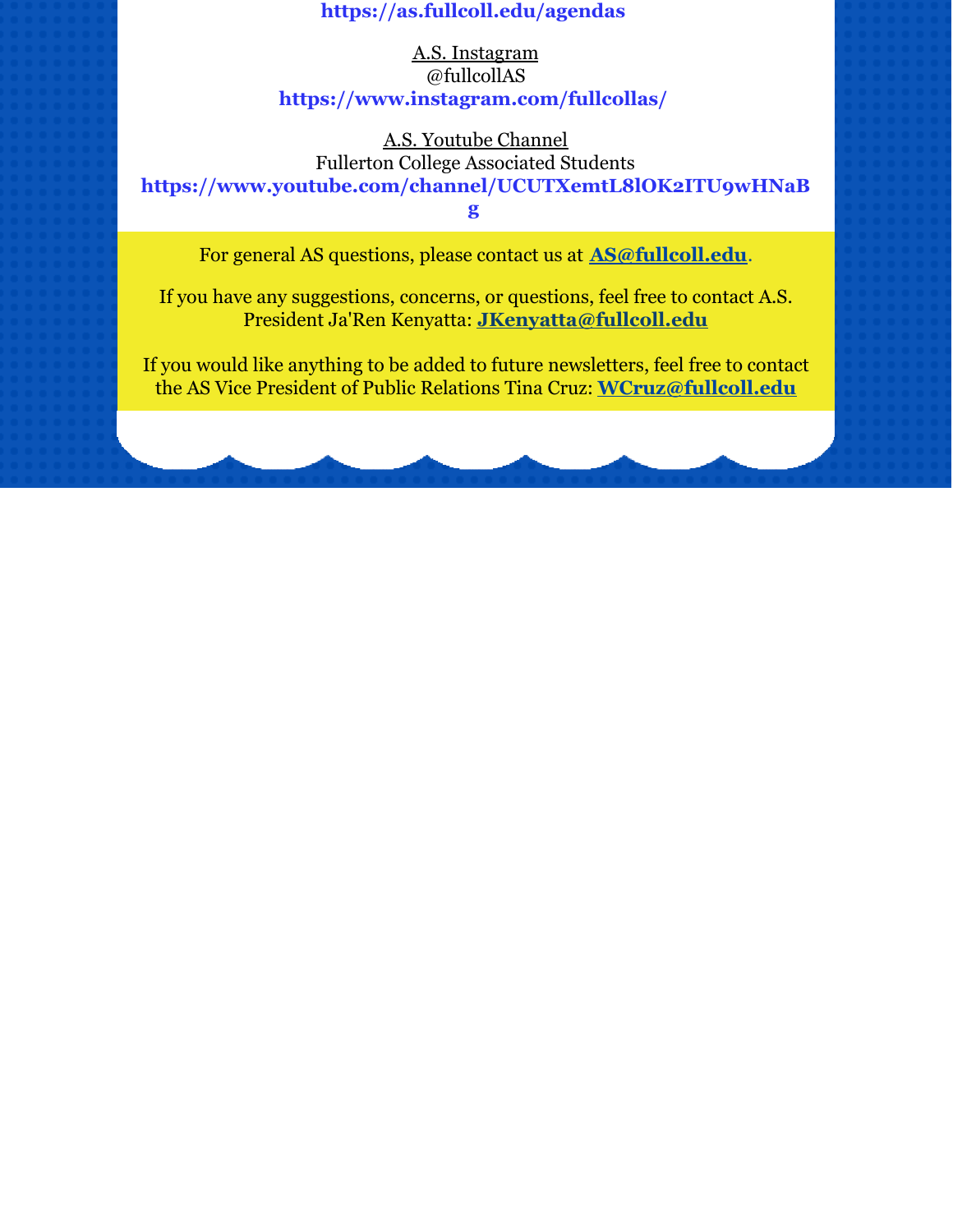https://as.fullcoll.edu/agendas

A.S. Instagram
@fullcollAS
https://www.instagram.com/fullcollas/

A.S. Youtube Channel
Fullerton College Associated Students
https://www.youtube.com/channel/UCUTXemtL8lOK2ITU9wHNaBg

For general AS questions, please contact us at **AS@fullcoll.edu**.

If you have any suggestions, concerns, or questions, feel free to contact A.S. President Ja'Ren Kenyatta: **JKenyatta@fullcoll.edu**

If you would like anything to be added to future newsletters, feel free to contact the AS Vice President of Public Relations Tina Cruz: **WCruz@fullcoll.edu**